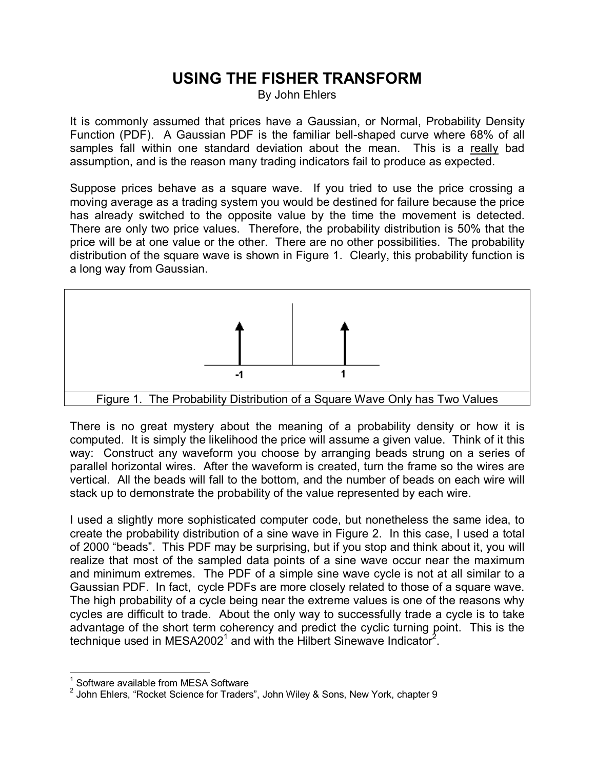# USING THE FISHER TRANSFORM

By John Ehlers

It is commonly assumed that prices have a Gaussian, or Normal, Probability Density Function (PDF). A Gaussian PDF is the familiar bell-shaped curve where 68% of all samples fall within one standard deviation about the mean. This is a really bad assumption, and is the reason many trading indicators fail to produce as expected.

Suppose prices behave as a square wave. If you tried to use the price crossing a moving average as a trading system you would be destined for failure because the price has already switched to the opposite value by the time the movement is detected. There are only two price values. Therefore, the probability distribution is 50% that the price will be at one value or the other. There are no other possibilities. The probability distribution of the square wave is shown in Figure 1. Clearly, this probability function is a long way from Gaussian.

Figure 1. The Probability Distribution of a Square Wave Only has Two Values

There is no great mystery about the meaning of a probability density or how it is computed. It is simply the likelihood the price will assume a given value. Think of it this way: Construct any waveform you choose by arranging beads strung on a series of parallel horizontal wires. After the waveform is created, turn the frame so the wires are vertical. All the beads will fall to the bottom, and the number of beads on each wire will stack up to demonstrate the probability of the value represented by each wire.

I used a slightly more sophisticated computer code, but nonetheless the same idea, to create the probability distribution of a sine wave in Figure 2. In this case, I used a total of 2000 "beads". This PDF may be surprising, but if you stop and think about it, you will realize that most of the sampled data points of a sine wave occur near the maximum and minimum extremes. The PDF of a simple sine wave cycle is not at all similar to a Gaussian PDF. In fact, cycle PDFs are more closely related to those of a square wave. The high probability of a cycle being near the extreme values is one of the reasons why cycles are difficult to trade. About the only way to successfully trade a cycle is to take advantage of the short term coherency and predict the cyclic turning point. This is the technique used in MESA2002[1] and with the Hilbert Sinewave Indicator[2].

---

[1] Software available from MESA Software

[2] John Ehlers, "Rocket Science for Traders", John Wiley & Sons, New York, chapter 9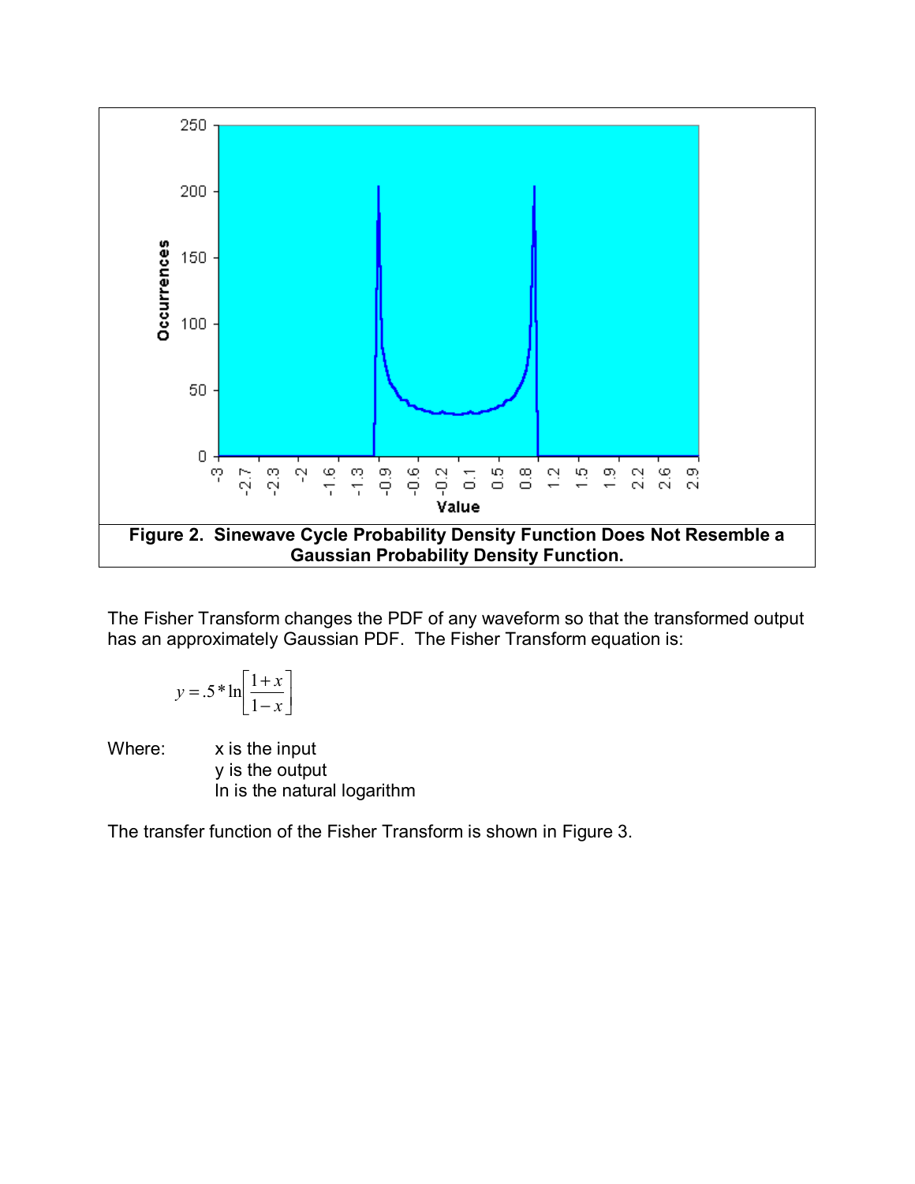**Figure 2. Sinewave Cycle Probability Density Function Does Not Resemble a Gaussian Probability Density Function.**

The Fisher Transform changes the PDF of any waveform so that the transformed output has an approximately Gaussian PDF. The Fisher Transform equation is:

$$y = .5 * \ln\left[\frac{1+x}{1-x}\right]$$

Where:
x is the input
y is the output
ln is the natural logarithm

The transfer function of the Fisher Transform is shown in Figure 3.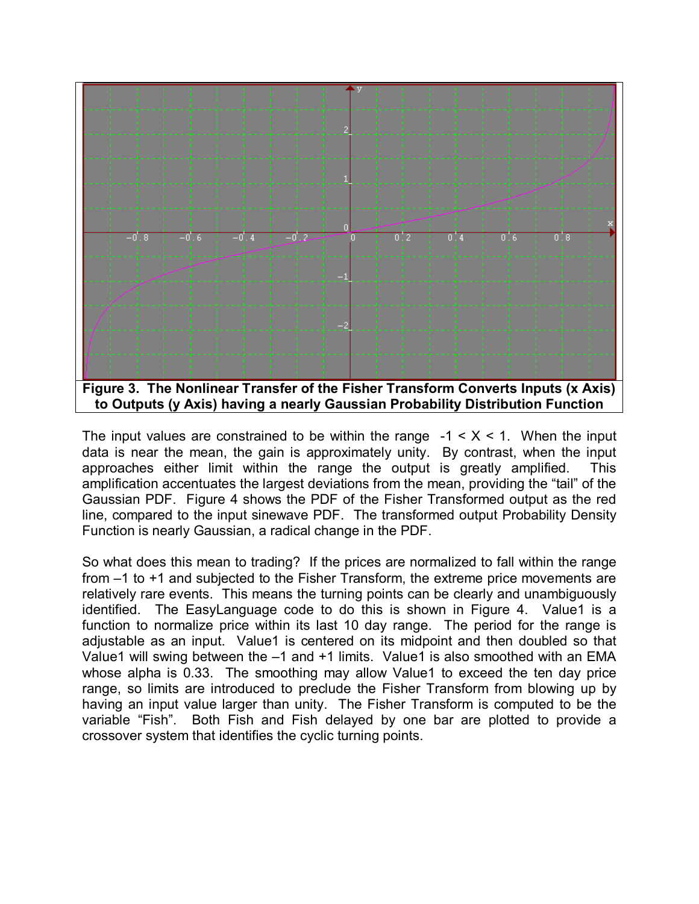**Figure 3. The Nonlinear Transfer of the Fisher Transform Converts Inputs (x Axis) to Outputs (y Axis) having a nearly Gaussian Probability Distribution Function**

The input values are constrained to be within the range $-1 < X < 1$. When the input data is near the mean, the gain is approximately unity. By contrast, when the input approaches either limit within the range the output is greatly amplified. This amplification accentuates the largest deviations from the mean, providing the "tail" of the Gaussian PDF. Figure 4 shows the PDF of the Fisher Transformed output as the red line, compared to the input sinewave PDF. The transformed output Probability Density Function is nearly Gaussian, a radical change in the PDF.

So what does this mean to trading? If the prices are normalized to fall within the range from –1 to +1 and subjected to the Fisher Transform, the extreme price movements are relatively rare events. This means the turning points can be clearly and unambiguously identified. The EasyLanguage code to do this is shown in Figure 4. Value1 is a function to normalize price within its last 10 day range. The period for the range is adjustable as an input. Value1 is centered on its midpoint and then doubled so that Value1 will swing between the –1 and +1 limits. Value1 is also smoothed with an EMA whose alpha is 0.33. The smoothing may allow Value1 to exceed the ten day price range, so limits are introduced to preclude the Fisher Transform from blowing up by having an input value larger than unity. The Fisher Transform is computed to be the variable "Fish". Both Fish and Fish delayed by one bar are plotted to provide a crossover system that identifies the cyclic turning points.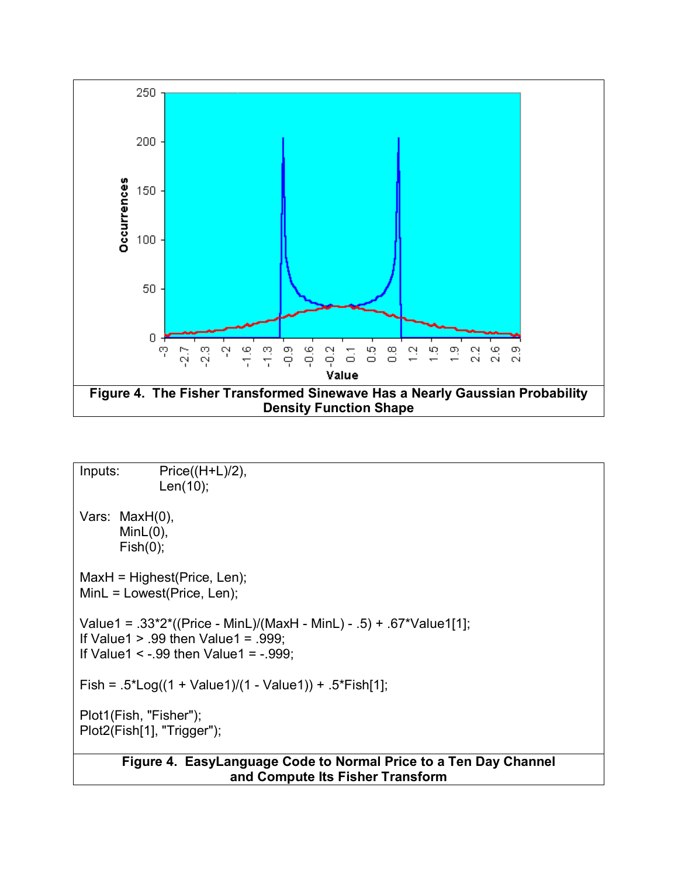Figure 4. The Fisher Transformed Sinewave Has a Nearly Gaussian Probability Density Function Shape

```
Inputs:     Price((H+L)/2),
            Len(10);

Vars:  MaxH(0),
       MinL(0),
       Fish(0);

MaxH = Highest(Price, Len);
MinL = Lowest(Price, Len);

Value1 = .33*2*((Price - MinL)/(MaxH - MinL) - .5) + .67*Value1[1];
If Value1 > .99 then Value1 = .999;
If Value1 < -.99 then Value1 = -.999;

Fish = .5*Log((1 + Value1)/(1 - Value1)) + .5*Fish[1];

Plot1(Fish, "Fisher");
Plot2(Fish[1], "Trigger");
```

**Figure 4. EasyLanguage Code to Normal Price to a Ten Day Channel and Compute Its Fisher Transform**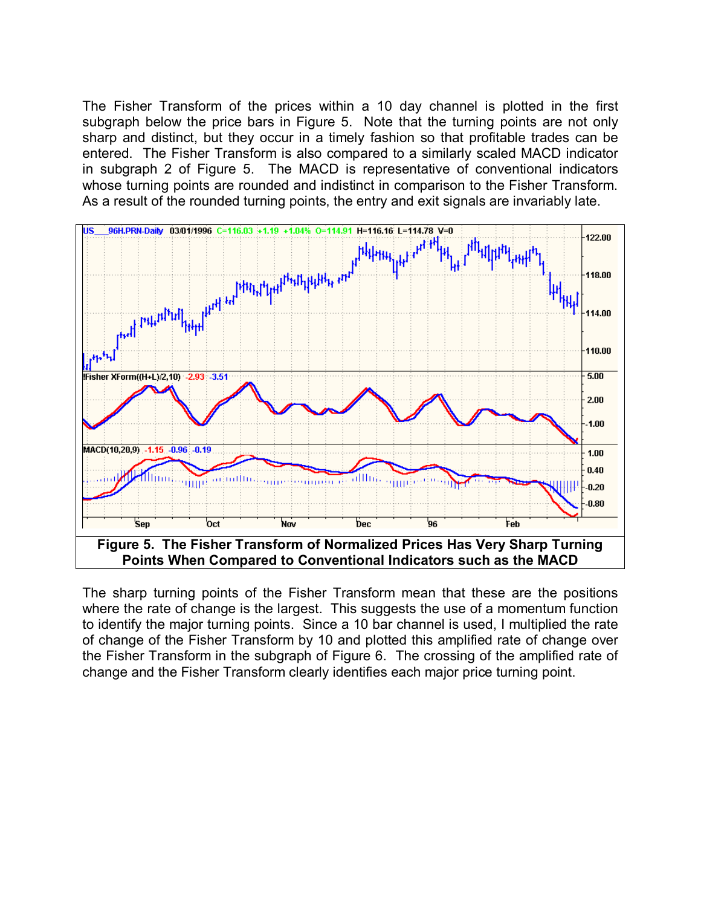The Fisher Transform of the prices within a 10 day channel is plotted in the first subgraph below the price bars in Figure 5. Note that the turning points are not only sharp and distinct, but they occur in a timely fashion so that profitable trades can be entered. The Fisher Transform is also compared to a similarly scaled MACD indicator in subgraph 2 of Figure 5. The MACD is representative of conventional indicators whose turning points are rounded and indistinct in comparison to the Fisher Transform. As a result of the rounded turning points, the entry and exit signals are invariably late.

**Figure 5. The Fisher Transform of Normalized Prices Has Very Sharp Turning Points When Compared to Conventional Indicators such as the MACD**

The sharp turning points of the Fisher Transform mean that these are the positions where the rate of change is the largest. This suggests the use of a momentum function to identify the major turning points. Since a 10 bar channel is used, I multiplied the rate of change of the Fisher Transform by 10 and plotted this amplified rate of change over the Fisher Transform in the subgraph of Figure 6. The crossing of the amplified rate of change and the Fisher Transform clearly identifies each major price turning point.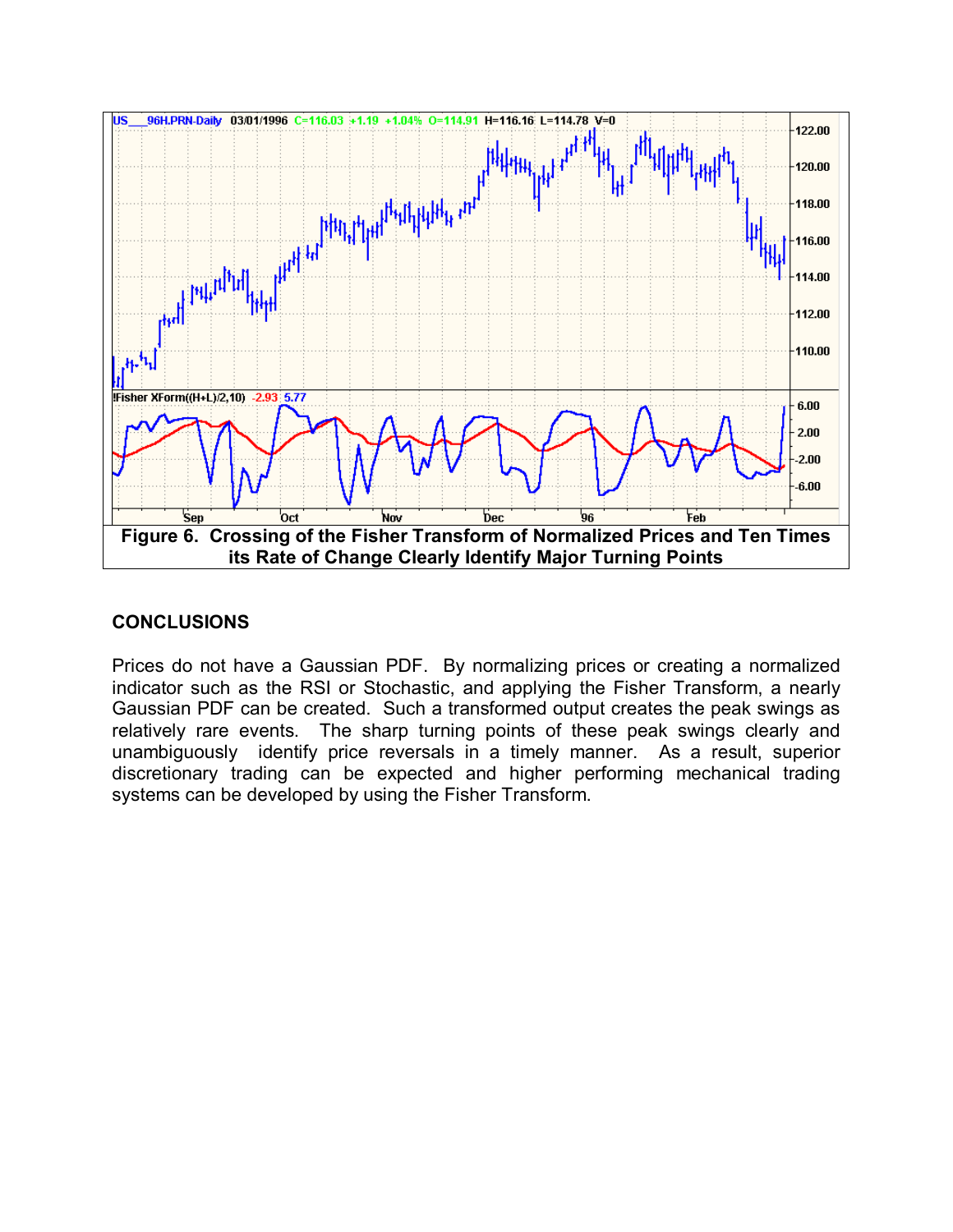US___96H.PRN-Daily 03/01/1996 C=116.03 +1.19 +1.04% O=114.91 H=116.16 L=114.78 V=0

122.00
120.00
118.00
116.00
114.00
112.00
110.00

!Fisher XForm((H+L)/2,10) -2.93 5.77

6.00
2.00
-2.00
-6.00

Sep
Oct
Nov
Dec
96
Feb

**Figure 6. Crossing of the Fisher Transform of Normalized Prices and Ten Times its Rate of Change Clearly Identify Major Turning Points**

## CONCLUSIONS

Prices do not have a Gaussian PDF. By normalizing prices or creating a normalized indicator such as the RSI or Stochastic, and applying the Fisher Transform, a nearly Gaussian PDF can be created. Such a transformed output creates the peak swings as relatively rare events. The sharp turning points of these peak swings clearly and unambiguously identify price reversals in a timely manner. As a result, superior discretionary trading can be expected and higher performing mechanical trading systems can be developed by using the Fisher Transform.